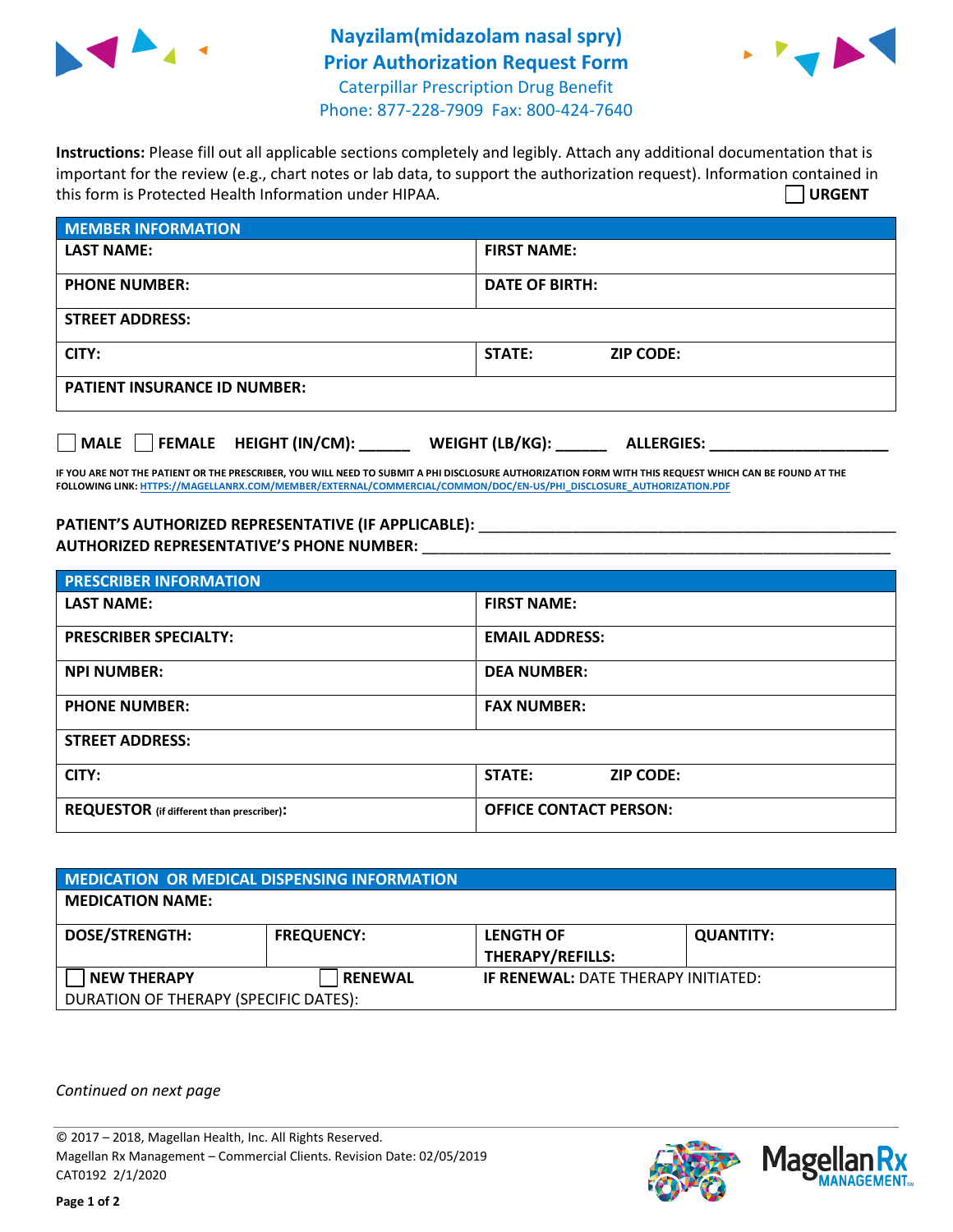# Nayzilam(midazolam nasal spry)
## Prior Authorization Request Form
Caterpillar Prescription Drug Benefit
Phone: 877-228-7909 Fax: 800-424-7640

**Instructions:** Please fill out all applicable sections completely and legibly. Attach any additional documentation that is important for the review (e.g., chart notes or lab data, to support the authorization request). Information contained in this form is Protected Health Information under HIPAA.

☐ **URGENT**

| **MEMBER INFORMATION** | | |
|---|---|---|
| **LAST NAME:** | **FIRST NAME:** | |
| **PHONE NUMBER:** | **DATE OF BIRTH:** | |
| **STREET ADDRESS:** | | |
| **CITY:** | **STATE:** | **ZIP CODE:** |
| **PATIENT INSURANCE ID NUMBER:** | | |

☐ **MALE** ☐ **FEMALE** **HEIGHT (IN/CM):** ______ **WEIGHT (LB/KG):** ______ **ALLERGIES:** _____________________

**IF YOU ARE NOT THE PATIENT OR THE PRESCRIBER, YOU WILL NEED TO SUBMIT A PHI DISCLOSURE AUTHORIZATION FORM WITH THIS REQUEST WHICH CAN BE FOUND AT THE FOLLOWING LINK: HTTPS://MAGELLANRX.COM/MEMBER/EXTERNAL/COMMERCIAL/COMMON/DOC/EN-US/PHI_DISCLOSURE_AUTHORIZATION.PDF**

**PATIENT'S AUTHORIZED REPRESENTATIVE (IF APPLICABLE):** ____________________________________________

**AUTHORIZED REPRESENTATIVE'S PHONE NUMBER:** ____________________________________________

| **PRESCRIBER INFORMATION** | | |
|---|---|---|
| **LAST NAME:** | **FIRST NAME:** | |
| **PRESCRIBER SPECIALTY:** | **EMAIL ADDRESS:** | |
| **NPI NUMBER:** | **DEA NUMBER:** | |
| **PHONE NUMBER:** | **FAX NUMBER:** | |
| **STREET ADDRESS:** | | |
| **CITY:** | **STATE:** | **ZIP CODE:** |
| **REQUESTOR** (if different than prescriber)**:** | **OFFICE CONTACT PERSON:** | |

| **MEDICATION OR MEDICAL DISPENSING INFORMATION** | | | |
|---|---|---|---|
| **MEDICATION NAME:** | | | |
| **DOSE/STRENGTH:** | **FREQUENCY:** | **LENGTH OF THERAPY/REFILLS:** | **QUANTITY:** |
| ☐ **NEW THERAPY** | ☐ **RENEWAL** | **IF RENEWAL:** DATE THERAPY INITIATED: | |
| DURATION OF THERAPY (SPECIFIC DATES): | | | |

*Continued on next page*

© 2017 – 2018, Magellan Health, Inc. All Rights Reserved.
Magellan Rx Management – Commercial Clients. Revision Date: 02/05/2019
CAT0192 2/1/2020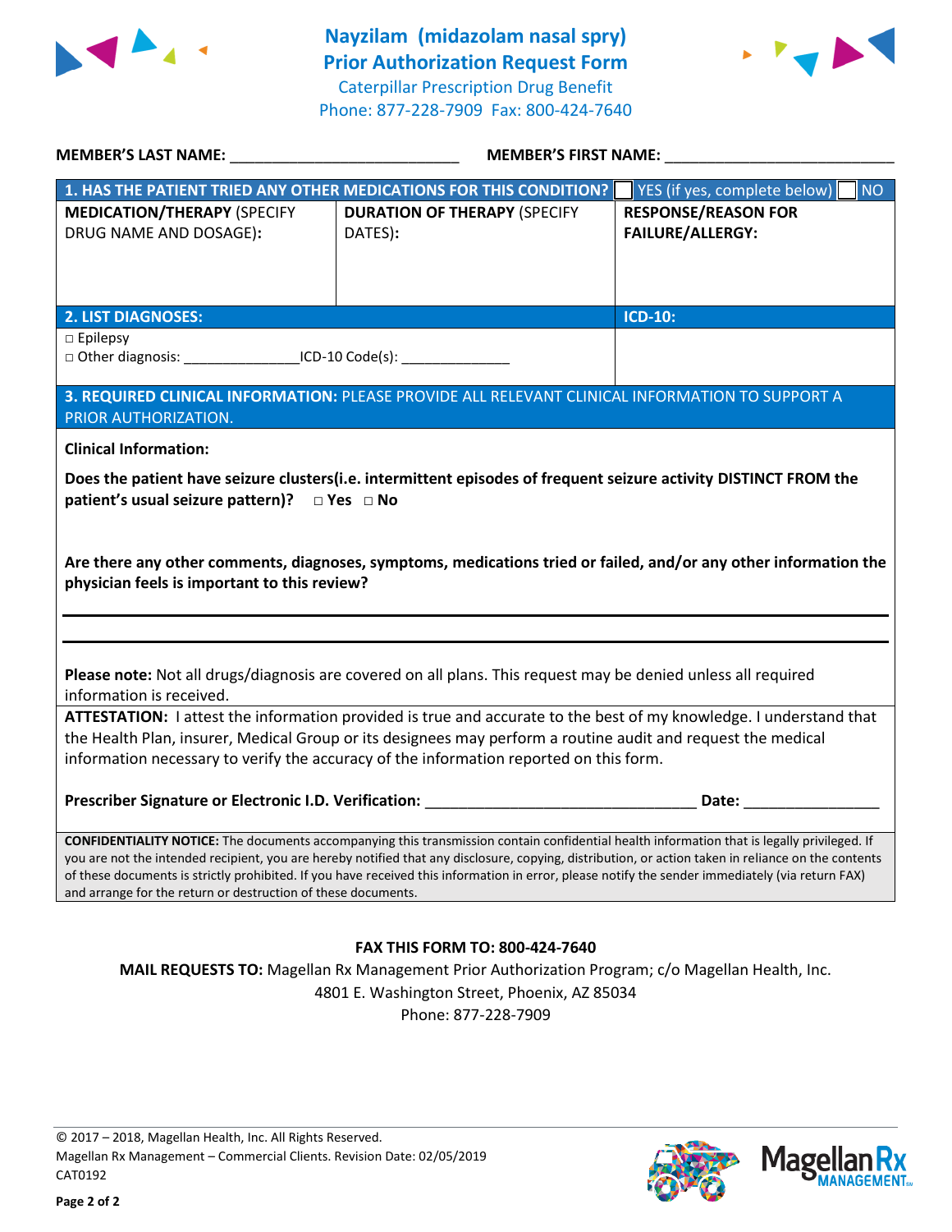# Nayzilam (midazolam nasal spry) Prior Authorization Request Form

Caterpillar Prescription Drug Benefit
Phone: 877-228-7909 Fax: 800-424-7640

**MEMBER'S LAST NAME:** ___________________________ **MEMBER'S FIRST NAME:** ___________________________

| **1. HAS THE PATIENT TRIED ANY OTHER MEDICATIONS FOR THIS CONDITION?** | | ☐ YES (if yes, complete below) ☐ NO |
|---|---|---|
| **MEDICATION/THERAPY** (SPECIFY DRUG NAME AND DOSAGE)**:** | **DURATION OF THERAPY** (SPECIFY DATES)**:** | **RESPONSE/REASON FOR FAILURE/ALLERGY:** |

| **2. LIST DIAGNOSES:** | **ICD-10:** |
|---|---|
| □ Epilepsy<br>□ Other diagnosis: _______________ICD-10 Code(s): ______________ | |

**3. REQUIRED CLINICAL INFORMATION:** PLEASE PROVIDE ALL RELEVANT CLINICAL INFORMATION TO SUPPORT A PRIOR AUTHORIZATION.

**Clinical Information:**

**Does the patient have seizure clusters(i.e. intermittent episodes of frequent seizure activity DISTINCT FROM the patient's usual seizure pattern)?** □ **Yes** □ **No**

**Are there any other comments, diagnoses, symptoms, medications tried or failed, and/or any other information the physician feels is important to this review?**

___________________________________________________________________________

___________________________________________________________________________

**Please note:** Not all drugs/diagnosis are covered on all plans. This request may be denied unless all required information is received.

**ATTESTATION:** I attest the information provided is true and accurate to the best of my knowledge. I understand that the Health Plan, insurer, Medical Group or its designees may perform a routine audit and request the medical information necessary to verify the accuracy of the information reported on this form.

**Prescriber Signature or Electronic I.D. Verification:** _________________________________ **Date:** ________________

**CONFIDENTIALITY NOTICE:** The documents accompanying this transmission contain confidential health information that is legally privileged. If you are not the intended recipient, you are hereby notified that any disclosure, copying, distribution, or action taken in reliance on the contents of these documents is strictly prohibited. If you have received this information in error, please notify the sender immediately (via return FAX) and arrange for the return or destruction of these documents.

**FAX THIS FORM TO: 800-424-7640**

**MAIL REQUESTS TO:** Magellan Rx Management Prior Authorization Program; c/o Magellan Health, Inc.
4801 E. Washington Street, Phoenix, AZ 85034
Phone: 877-228-7909

© 2017 – 2018, Magellan Health, Inc. All Rights Reserved.
Magellan Rx Management – Commercial Clients. Revision Date: 02/05/2019
CAT0192